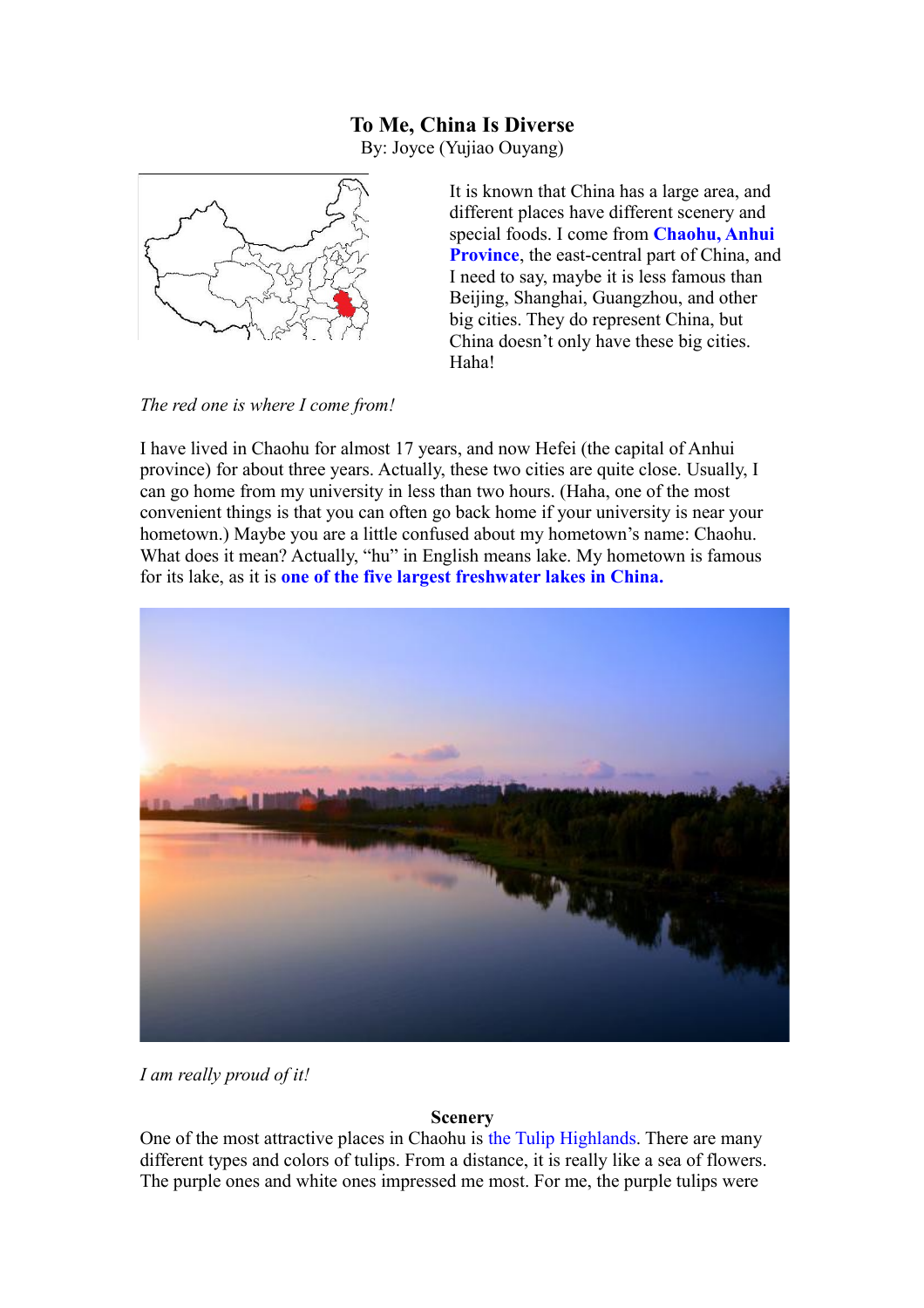# To Me, China Is Diverse

By: Joyce (Yujiao Ouyang)

It is known that China has a large area, and different places have different scenery and special foods. I come from **Chaohu, Anhui Province**, the east-central part of China, and I need to say, maybe it is less famous than Beijing, Shanghai, Guangzhou, and other big cities. They do represent China, but China doesn't only have these big cities. Haha!

*The red one is where I come from!*

I have lived in Chaohu for almost 17 years, and now Hefei (the capital of Anhui province) for about three years. Actually, these two cities are quite close. Usually, I can go home from my university in less than two hours. (Haha, one of the most convenient things is that you can often go back home if your university is near your hometown.) Maybe you are a little confused about my hometown's name: Chaohu. What does it mean? Actually, "hu" in English means lake. My hometown is famous for its lake, as it is **one of the five largest freshwater lakes in China.**

*I am really proud of it!*

## Scenery

One of the most attractive places in Chaohu is the Tulip Highlands. There are many different types and colors of tulips. From a distance, it is really like a sea of flowers. The purple ones and white ones impressed me most. For me, the purple tulips were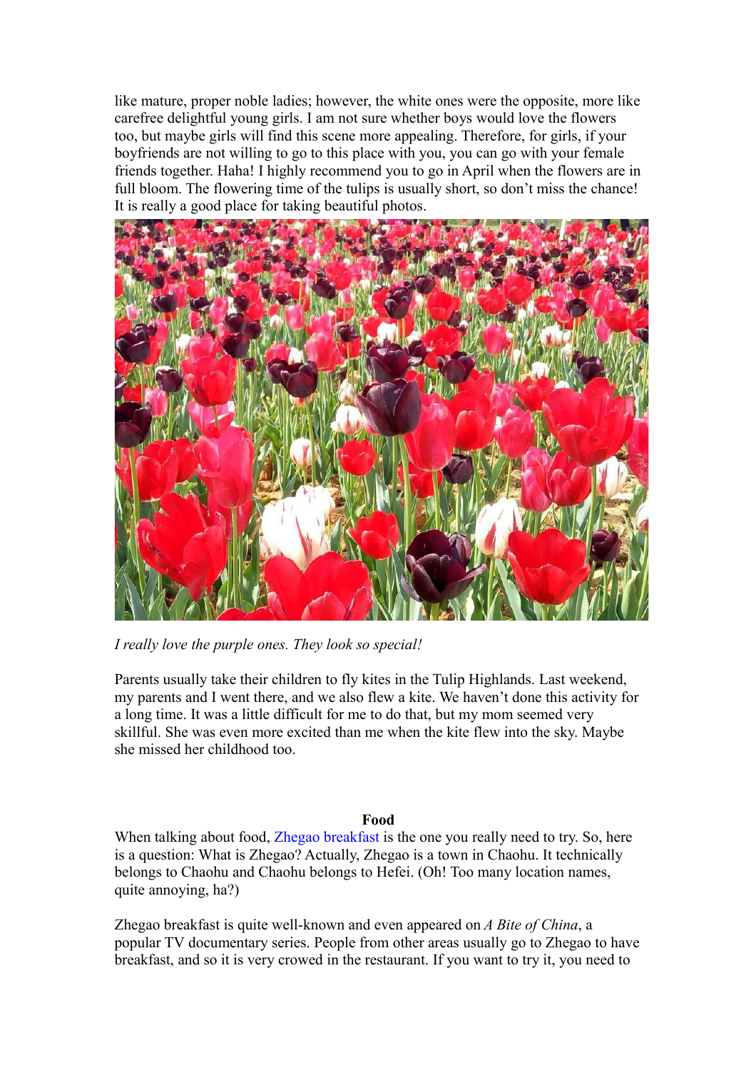like mature, proper noble ladies; however, the white ones were the opposite, more like carefree delightful young girls. I am not sure whether boys would love the flowers too, but maybe girls will find this scene more appealing. Therefore, for girls, if your boyfriends are not willing to go to this place with you, you can go with your female friends together. Haha! I highly recommend you to go in April when the flowers are in full bloom. The flowering time of the tulips is usually short, so don't miss the chance! It is really a good place for taking beautiful photos.

*I really love the purple ones. They look so special!*

Parents usually take their children to fly kites in the Tulip Highlands. Last weekend, my parents and I went there, and we also flew a kite. We haven't done this activity for a long time. It was a little difficult for me to do that, but my mom seemed very skillful. She was even more excited than me when the kite flew into the sky. Maybe she missed her childhood too.

**Food**

When talking about food, Zhegao breakfast is the one you really need to try. So, here is a question: What is Zhegao? Actually, Zhegao is a town in Chaohu. It technically belongs to Chaohu and Chaohu belongs to Hefei. (Oh! Too many location names, quite annoying, ha?)

Zhegao breakfast is quite well-known and even appeared on *A Bite of China*, a popular TV documentary series. People from other areas usually go to Zhegao to have breakfast, and so it is very crowed in the restaurant. If you want to try it, you need to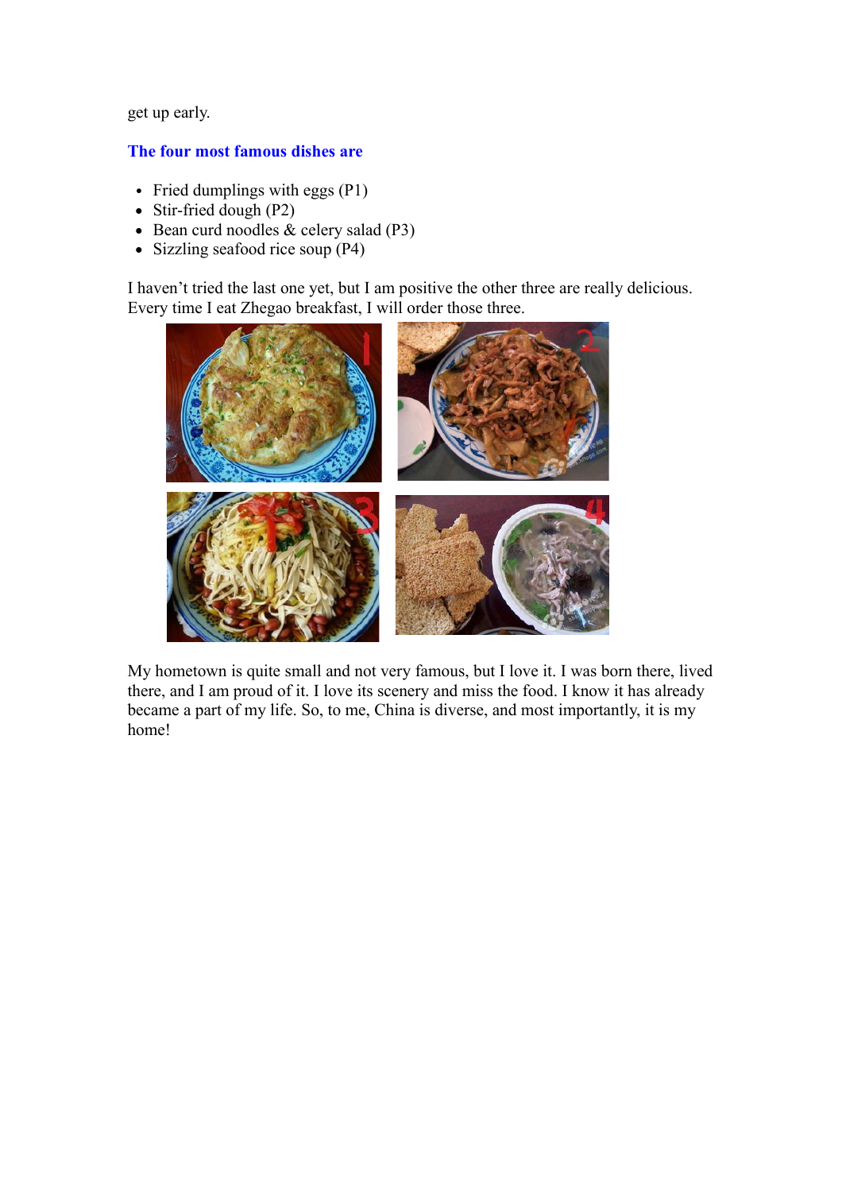get up early.

## The four most famous dishes are

- Fried dumplings with eggs (P1)
- Stir-fried dough (P2)
- Bean curd noodles & celery salad (P3)
- Sizzling seafood rice soup (P4)

I haven't tried the last one yet, but I am positive the other three are really delicious. Every time I eat Zhegao breakfast, I will order those three.

My hometown is quite small and not very famous, but I love it. I was born there, lived there, and I am proud of it. I love its scenery and miss the food. I know it has already became a part of my life. So, to me, China is diverse, and most importantly, it is my home!